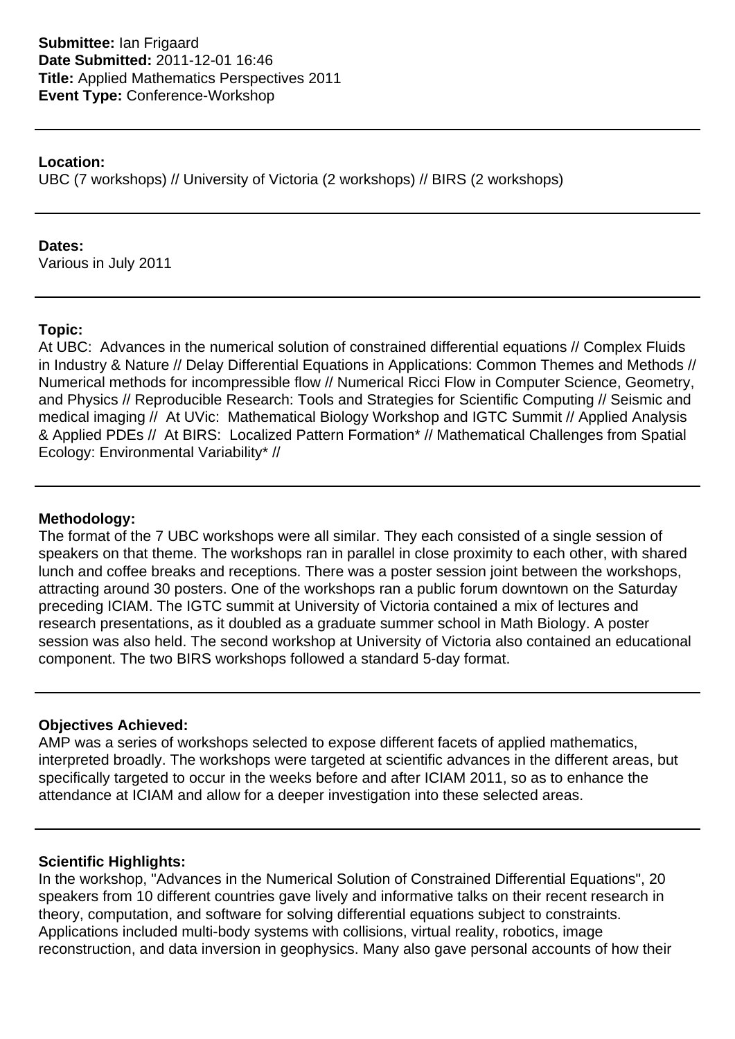**Submittee:** Ian Frigaard
**Date Submitted:** 2011-12-01 16:46
**Title:** Applied Mathematics Perspectives 2011
**Event Type:** Conference-Workshop

---

**Location:**
UBC (7 workshops) // University of Victoria (2 workshops) // BIRS (2 workshops)

---

**Dates:**
Various in July 2011

---

**Topic:**
At UBC: Advances in the numerical solution of constrained differential equations // Complex Fluids in Industry & Nature // Delay Differential Equations in Applications: Common Themes and Methods // Numerical methods for incompressible flow // Numerical Ricci Flow in Computer Science, Geometry, and Physics // Reproducible Research: Tools and Strategies for Scientific Computing // Seismic and medical imaging // At UVic: Mathematical Biology Workshop and IGTC Summit // Applied Analysis & Applied PDEs // At BIRS: Localized Pattern Formation* // Mathematical Challenges from Spatial Ecology: Environmental Variability* //

---

**Methodology:**
The format of the 7 UBC workshops were all similar. They each consisted of a single session of speakers on that theme. The workshops ran in parallel in close proximity to each other, with shared lunch and coffee breaks and receptions. There was a poster session joint between the workshops, attracting around 30 posters. One of the workshops ran a public forum downtown on the Saturday preceding ICIAM. The IGTC summit at University of Victoria contained a mix of lectures and research presentations, as it doubled as a graduate summer school in Math Biology. A poster session was also held. The second workshop at University of Victoria also contained an educational component. The two BIRS workshops followed a standard 5-day format.

---

**Objectives Achieved:**
AMP was a series of workshops selected to expose different facets of applied mathematics, interpreted broadly. The workshops were targeted at scientific advances in the different areas, but specifically targeted to occur in the weeks before and after ICIAM 2011, so as to enhance the attendance at ICIAM and allow for a deeper investigation into these selected areas.

---

**Scientific Highlights:**
In the workshop, "Advances in the Numerical Solution of Constrained Differential Equations", 20 speakers from 10 different countries gave lively and informative talks on their recent research in theory, computation, and software for solving differential equations subject to constraints. Applications included multi-body systems with collisions, virtual reality, robotics, image reconstruction, and data inversion in geophysics. Many also gave personal accounts of how their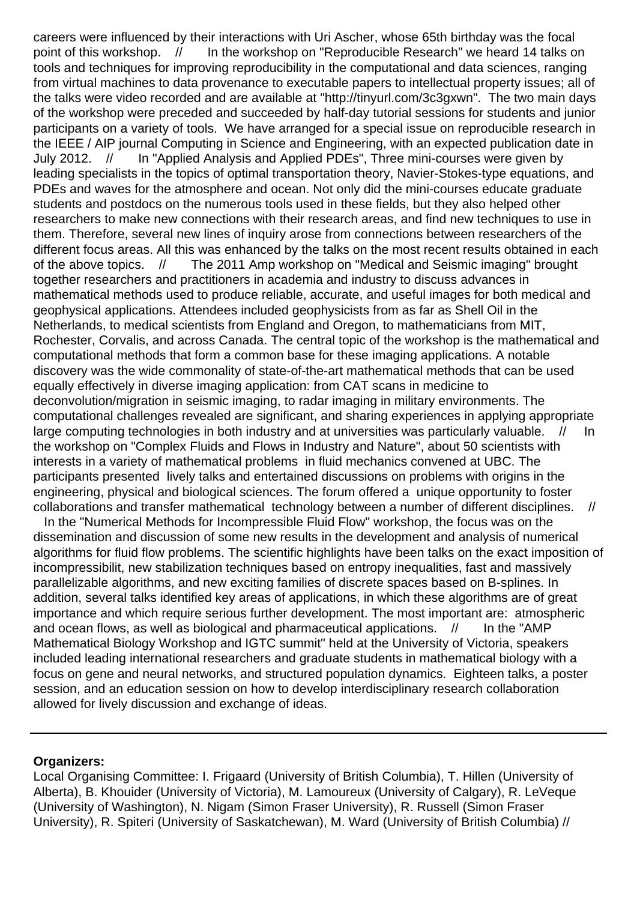careers were influenced by their interactions with Uri Ascher, whose 65th birthday was the focal point of this workshop. // In the workshop on "Reproducible Research" we heard 14 talks on tools and techniques for improving reproducibility in the computational and data sciences, ranging from virtual machines to data provenance to executable papers to intellectual property issues; all of the talks were video recorded and are available at "http://tinyurl.com/3c3gxwn". The two main days of the workshop were preceded and succeeded by half-day tutorial sessions for students and junior participants on a variety of tools. We have arranged for a special issue on reproducible research in the IEEE / AIP journal Computing in Science and Engineering, with an expected publication date in July 2012. // In "Applied Analysis and Applied PDEs", Three mini-courses were given by leading specialists in the topics of optimal transportation theory, Navier-Stokes-type equations, and PDEs and waves for the atmosphere and ocean. Not only did the mini-courses educate graduate students and postdocs on the numerous tools used in these fields, but they also helped other researchers to make new connections with their research areas, and find new techniques to use in them. Therefore, several new lines of inquiry arose from connections between researchers of the different focus areas. All this was enhanced by the talks on the most recent results obtained in each of the above topics. // The 2011 Amp workshop on "Medical and Seismic imaging" brought together researchers and practitioners in academia and industry to discuss advances in mathematical methods used to produce reliable, accurate, and useful images for both medical and geophysical applications. Attendees included geophysicists from as far as Shell Oil in the Netherlands, to medical scientists from England and Oregon, to mathematicians from MIT, Rochester, Corvalis, and across Canada. The central topic of the workshop is the mathematical and computational methods that form a common base for these imaging applications. A notable discovery was the wide commonality of state-of-the-art mathematical methods that can be used equally effectively in diverse imaging application: from CAT scans in medicine to deconvolution/migration in seismic imaging, to radar imaging in military environments. The computational challenges revealed are significant, and sharing experiences in applying appropriate large computing technologies in both industry and at universities was particularly valuable. // In the workshop on "Complex Fluids and Flows in Industry and Nature", about 50 scientists with interests in a variety of mathematical problems in fluid mechanics convened at UBC. The participants presented lively talks and entertained discussions on problems with origins in the engineering, physical and biological sciences. The forum offered a unique opportunity to foster collaborations and transfer mathematical technology between a number of different disciplines. // In the "Numerical Methods for Incompressible Fluid Flow" workshop, the focus was on the dissemination and discussion of some new results in the development and analysis of numerical algorithms for fluid flow problems. The scientific highlights have been talks on the exact imposition of incompressibilit, new stabilization techniques based on entropy inequalities, fast and massively parallelizable algorithms, and new exciting families of discrete spaces based on B-splines. In addition, several talks identified key areas of applications, in which these algorithms are of great importance and which require serious further development. The most important are: atmospheric and ocean flows, as well as biological and pharmaceutical applications. // In the "AMP Mathematical Biology Workshop and IGTC summit" held at the University of Victoria, speakers included leading international researchers and graduate students in mathematical biology with a focus on gene and neural networks, and structured population dynamics. Eighteen talks, a poster session, and an education session on how to develop interdisciplinary research collaboration allowed for lively discussion and exchange of ideas.

---

**Organizers:**

Local Organising Committee: I. Frigaard (University of British Columbia), T. Hillen (University of Alberta), B. Khouider (University of Victoria), M. Lamoureux (University of Calgary), R. LeVeque (University of Washington), N. Nigam (Simon Fraser University), R. Russell (Simon Fraser University), R. Spiteri (University of Saskatchewan), M. Ward (University of British Columbia) //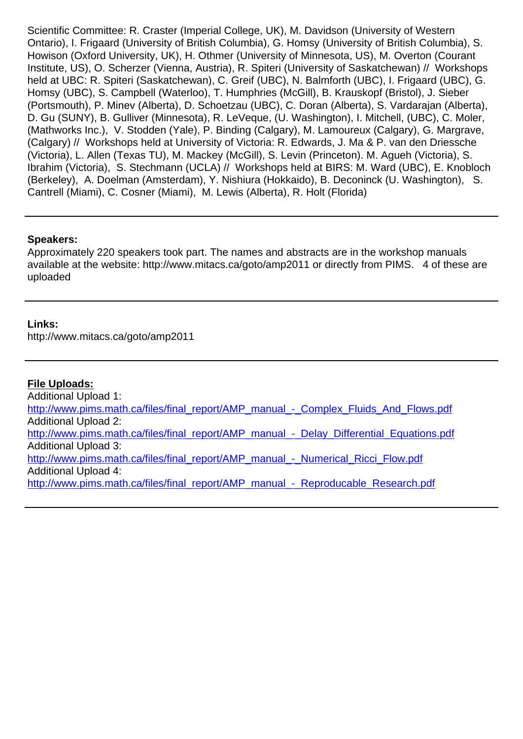Scientific Committee: R. Craster (Imperial College, UK), M. Davidson (University of Western Ontario), I. Frigaard (University of British Columbia), G. Homsy (University of British Columbia), S. Howison (Oxford University, UK), H. Othmer (University of Minnesota, US), M. Overton (Courant Institute, US), O. Scherzer (Vienna, Austria), R. Spiteri (University of Saskatchewan) // Workshops held at UBC: R. Spiteri (Saskatchewan), C. Greif (UBC), N. Balmforth (UBC), I. Frigaard (UBC), G. Homsy (UBC), S. Campbell (Waterloo), T. Humphries (McGill), B. Krauskopf (Bristol), J. Sieber (Portsmouth), P. Minev (Alberta), D. Schoetzau (UBC), C. Doran (Alberta), S. Vardarajan (Alberta), D. Gu (SUNY), B. Gulliver (Minnesota), R. LeVeque, (U. Washington), I. Mitchell, (UBC), C. Moler, (Mathworks Inc.), V. Stodden (Yale), P. Binding (Calgary), M. Lamoureux (Calgary), G. Margrave, (Calgary) // Workshops held at University of Victoria: R. Edwards, J. Ma & P. van den Driessche (Victoria), L. Allen (Texas TU), M. Mackey (McGill), S. Levin (Princeton). M. Agueh (Victoria), S. Ibrahim (Victoria), S. Stechmann (UCLA) // Workshops held at BIRS: M. Ward (UBC), E. Knobloch (Berkeley), A. Doelman (Amsterdam), Y. Nishiura (Hokkaido), B. Deconinck (U. Washington), S. Cantrell (Miami), C. Cosner (Miami), M. Lewis (Alberta), R. Holt (Florida)

---

**Speakers:**
Approximately 220 speakers took part. The names and abstracts are in the workshop manuals available at the website: http://www.mitacs.ca/goto/amp2011 or directly from PIMS. 4 of these are uploaded

---

**Links:**
http://www.mitacs.ca/goto/amp2011

---

**File Uploads:**

Additional Upload 1:
http://www.pims.math.ca/files/final_report/AMP_manual_-_Complex_Fluids_And_Flows.pdf
Additional Upload 2:
http://www.pims.math.ca/files/final_report/AMP_manual_-_Delay_Differential_Equations.pdf
Additional Upload 3:
http://www.pims.math.ca/files/final_report/AMP_manual_-_Numerical_Ricci_Flow.pdf
Additional Upload 4:
http://www.pims.math.ca/files/final_report/AMP_manual_-_Reproducable_Research.pdf